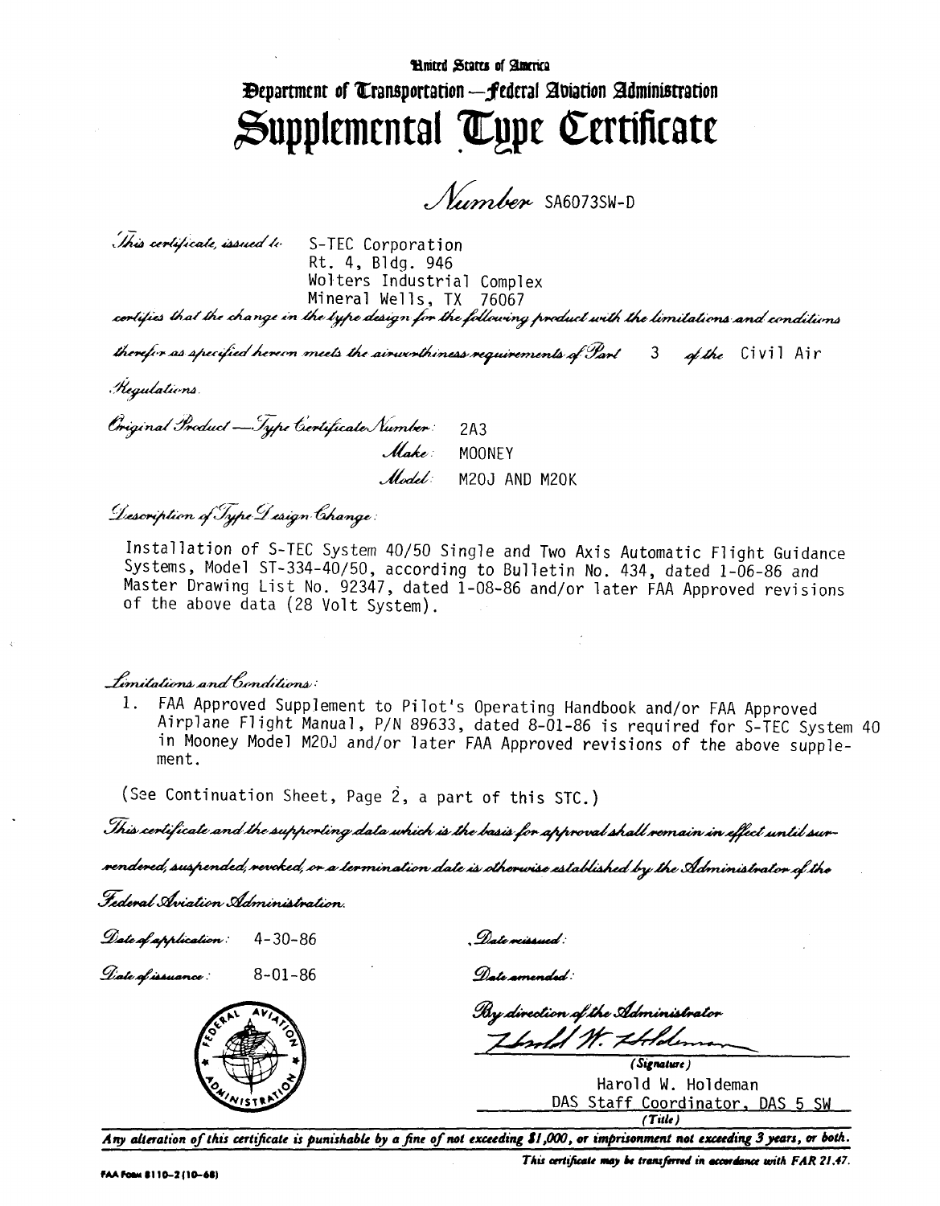United States of America

Department of Transportation—Federal Aviation Administration

# Supplemental Type Certificate

*Number* SA6073SW-D

*This certificate, issued to* S-TEC Corporation
Rt. 4, Bldg. 946
Wolters Industrial Complex
Mineral Wells, TX 76067

*certifies that the change in the type design for the following product with the limitations and conditions therefor as specified hereon meets the airworthiness requirements of Part* 3 *of the* Civil Air *Regulations.*

*Original Product — Type Certificate Number:* 2A3
*Make:* MOONEY
*Model:* M20J AND M20K

*Description of Type Design Change:*

Installation of S-TEC System 40/50 Single and Two Axis Automatic Flight Guidance Systems, Model ST-334-40/50, according to Bulletin No. 434, dated 1-06-86 and Master Drawing List No. 92347, dated 1-08-86 and/or later FAA Approved revisions of the above data (28 Volt System).

*Limitations and Conditions:*

1. FAA Approved Supplement to Pilot's Operating Handbook and/or FAA Approved Airplane Flight Manual, P/N 89633, dated 8-01-86 is required for S-TEC System 40 in Mooney Model M20J and/or later FAA Approved revisions of the above supplement.

(See Continuation Sheet, Page 2, a part of this STC.)

*This certificate and the supporting data which is the basis for approval shall remain in effect until surrendered, suspended, revoked, or a termination date is otherwise established by the Administrator of the Federal Aviation Administration.*

*Date of application:* 4-30-86

*Date of issuance:* 8-01-86

*Date reissued:*

*Date amended:*

*By direction of the Administrator*

(Signature)

Harold W. Holdeman
DAS Staff Coordinator, DAS 5 SW
(Title)

**Any alteration of this certificate is punishable by a fine of not exceeding $1,000, or imprisonment not exceeding 3 years, or both.**

*This certificate may be transferred in accordance with FAR 21.47.*

FAA Form 8110-2 (10-68)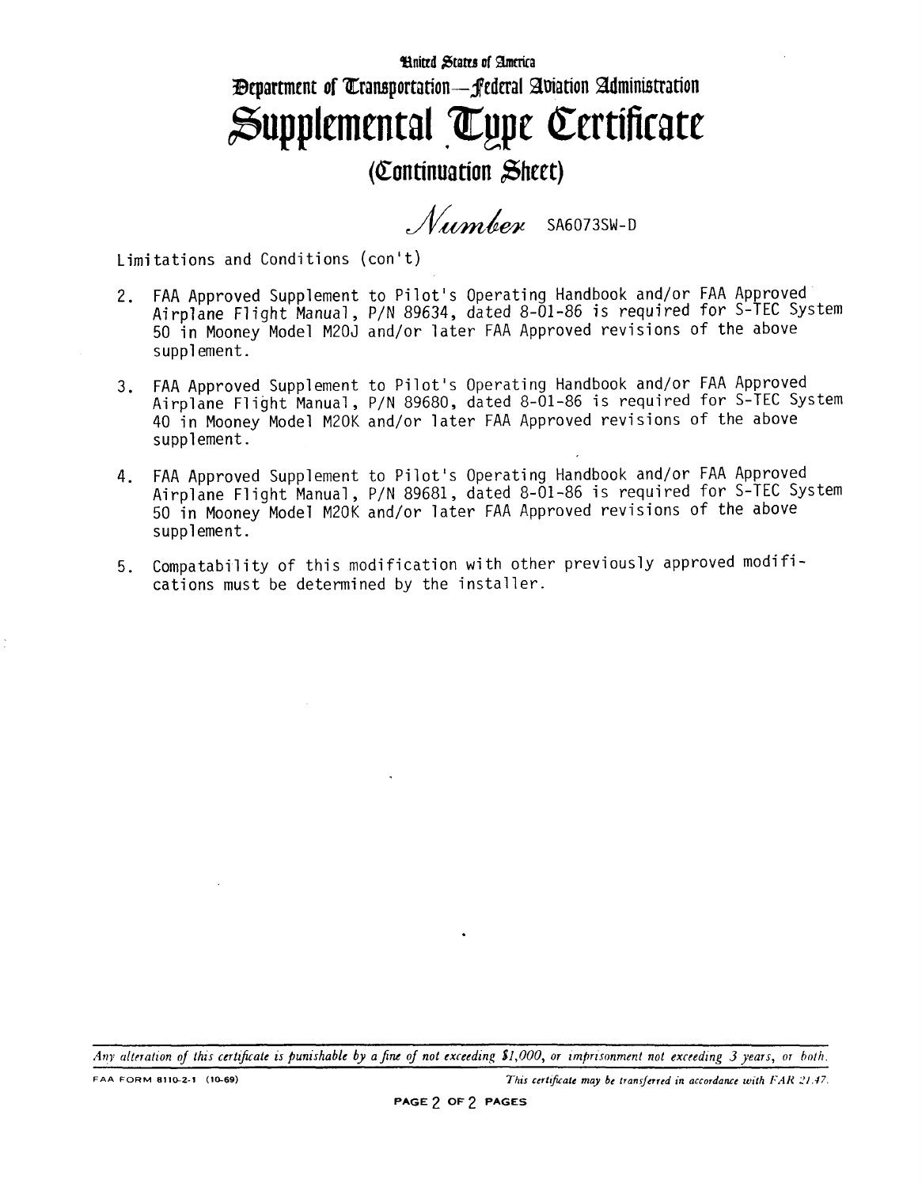United States of America

Department of Transportation—Federal Aviation Administration

# Supplemental Type Certificate

## (Continuation Sheet)

*Number* SA6073SW-D

Limitations and Conditions (con't)

2. FAA Approved Supplement to Pilot's Operating Handbook and/or FAA Approved Airplane Flight Manual, P/N 89634, dated 8-01-86 is required for S-TEC System 50 in Mooney Model M20J and/or later FAA Approved revisions of the above supplement.

3. FAA Approved Supplement to Pilot's Operating Handbook and/or FAA Approved Airplane Flight Manual, P/N 89680, dated 8-01-86 is required for S-TEC System 40 in Mooney Model M20K and/or later FAA Approved revisions of the above supplement.

4. FAA Approved Supplement to Pilot's Operating Handbook and/or FAA Approved Airplane Flight Manual, P/N 89681, dated 8-01-86 is required for S-TEC System 50 in Mooney Model M20K and/or later FAA Approved revisions of the above supplement.

5. Compatability of this modification with other previously approved modifications must be determined by the installer.

*Any alteration of this certificate is punishable by a fine of not exceeding $1,000, or imprisonment not exceeding 3 years, or both.*

FAA FORM 8110-2-1 (10-69) *This certificate may be transferred in accordance with FAR 21.47.*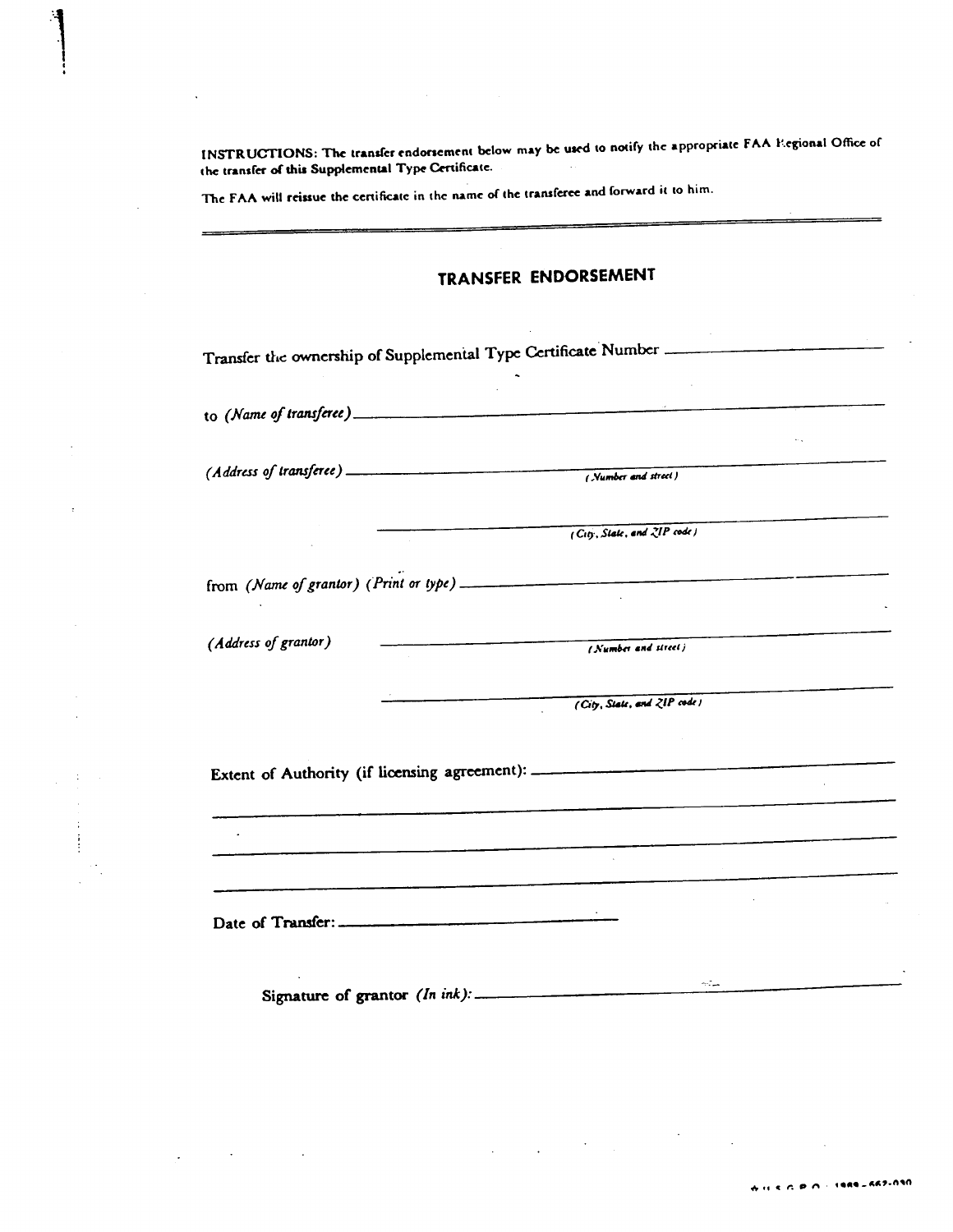INSTRUCTIONS: The transfer endorsement below may be used to notify the appropriate FAA Regional Office of the transfer of this Supplemental Type Certificate.

The FAA will reissue the certificate in the name of the transferee and forward it to him.

---

## TRANSFER ENDORSEMENT

Transfer the ownership of Supplemental Type Certificate Number \_\_\_\_\_\_\_\_\_\_\_\_\_\_\_\_\_\_\_\_

to *(Name of transferee)* \_\_\_\_\_\_\_\_\_\_\_\_\_\_\_\_\_\_\_\_\_\_\_\_\_\_\_\_\_\_\_\_\_\_\_\_\_\_\_\_

*(Address of transferee)* \_\_\_\_\_\_\_\_\_\_\_\_\_\_\_\_\_\_\_\_\_\_\_\_\_\_\_\_\_\_\_\_\_\_\_\_\_\_\_\_
*(Number and street)*

\_\_\_\_\_\_\_\_\_\_\_\_\_\_\_\_\_\_\_\_\_\_\_\_\_\_\_\_\_\_\_\_\_\_\_\_\_\_\_\_
*(City, State, and ZIP code)*

from *(Name of grantor) (Print or type)* \_\_\_\_\_\_\_\_\_\_\_\_\_\_\_\_\_\_\_\_\_\_\_\_\_\_\_\_\_\_\_\_\_\_\_\_\_\_\_\_

*(Address of grantor)* \_\_\_\_\_\_\_\_\_\_\_\_\_\_\_\_\_\_\_\_\_\_\_\_\_\_\_\_\_\_\_\_\_\_\_\_\_\_\_\_
*(Number and street)*

\_\_\_\_\_\_\_\_\_\_\_\_\_\_\_\_\_\_\_\_\_\_\_\_\_\_\_\_\_\_\_\_\_\_\_\_\_\_\_\_
*(City, State, and ZIP code)*

Extent of Authority (if licensing agreement): \_\_\_\_\_\_\_\_\_\_\_\_\_\_\_\_\_\_\_\_\_\_\_\_\_\_\_\_\_\_\_\_\_\_\_\_\_\_\_\_

\_\_\_\_\_\_\_\_\_\_\_\_\_\_\_\_\_\_\_\_\_\_\_\_\_\_\_\_\_\_\_\_\_\_\_\_\_\_\_\_\_\_\_\_\_\_\_\_\_\_\_\_\_\_\_\_\_\_\_\_

\_\_\_\_\_\_\_\_\_\_\_\_\_\_\_\_\_\_\_\_\_\_\_\_\_\_\_\_\_\_\_\_\_\_\_\_\_\_\_\_\_\_\_\_\_\_\_\_\_\_\_\_\_\_\_\_\_\_\_\_

\_\_\_\_\_\_\_\_\_\_\_\_\_\_\_\_\_\_\_\_\_\_\_\_\_\_\_\_\_\_\_\_\_\_\_\_\_\_\_\_\_\_\_\_\_\_\_\_\_\_\_\_\_\_\_\_\_\_\_\_

Date of Transfer: \_\_\_\_\_\_\_\_\_\_\_\_\_\_\_\_\_\_\_\_\_\_\_\_\_\_\_\_

Signature of grantor *(In ink)*: \_\_\_\_\_\_\_\_\_\_\_\_\_\_\_\_\_\_\_\_\_\_\_\_\_\_\_\_\_\_\_\_\_\_\_\_\_\_\_\_

★ U.S. G.P.O. : 1989-662-030